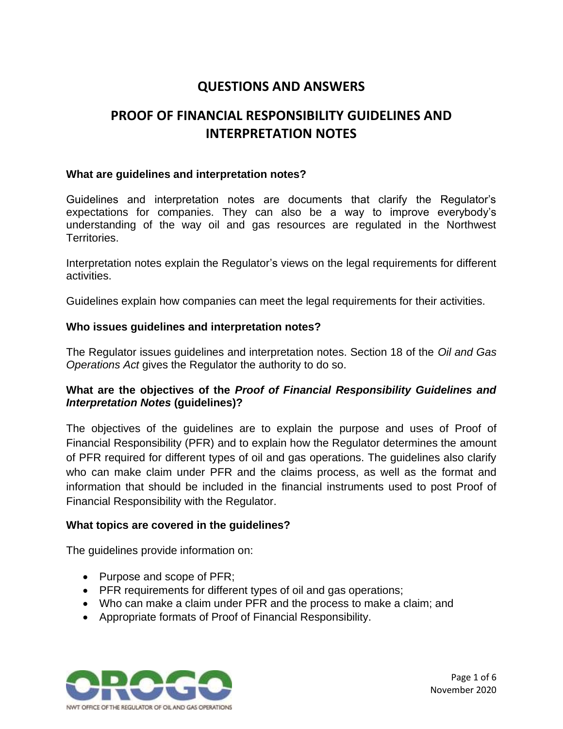# QUESTIONS AND ANSWERS

# PROOF OF FINANCIAL RESPONSIBILITY GUIDELINES AND INTERPRETATION NOTES

### What are guidelines and interpretation notes?

Guidelines and interpretation notes are documents that clarify the Regulator's expectations for companies. They can also be a way to improve everybody's understanding of the way oil and gas resources are regulated in the Northwest Territories.

Interpretation notes explain the Regulator's views on the legal requirements for different activities.

Guidelines explain how companies can meet the legal requirements for their activities.

### Who issues guidelines and interpretation notes?

The Regulator issues guidelines and interpretation notes. Section 18 of the *Oil and Gas Operations Act* gives the Regulator the authority to do so.

### What are the objectives of the *Proof of Financial Responsibility Guidelines and Interpretation Notes* (guidelines)?

The objectives of the guidelines are to explain the purpose and uses of Proof of Financial Responsibility (PFR) and to explain how the Regulator determines the amount of PFR required for different types of oil and gas operations. The guidelines also clarify who can make claim under PFR and the claims process, as well as the format and information that should be included in the financial instruments used to post Proof of Financial Responsibility with the Regulator.

### What topics are covered in the guidelines?

The guidelines provide information on:

- Purpose and scope of PFR;
- PFR requirements for different types of oil and gas operations;
- Who can make a claim under PFR and the process to make a claim; and
- Appropriate formats of Proof of Financial Responsibility.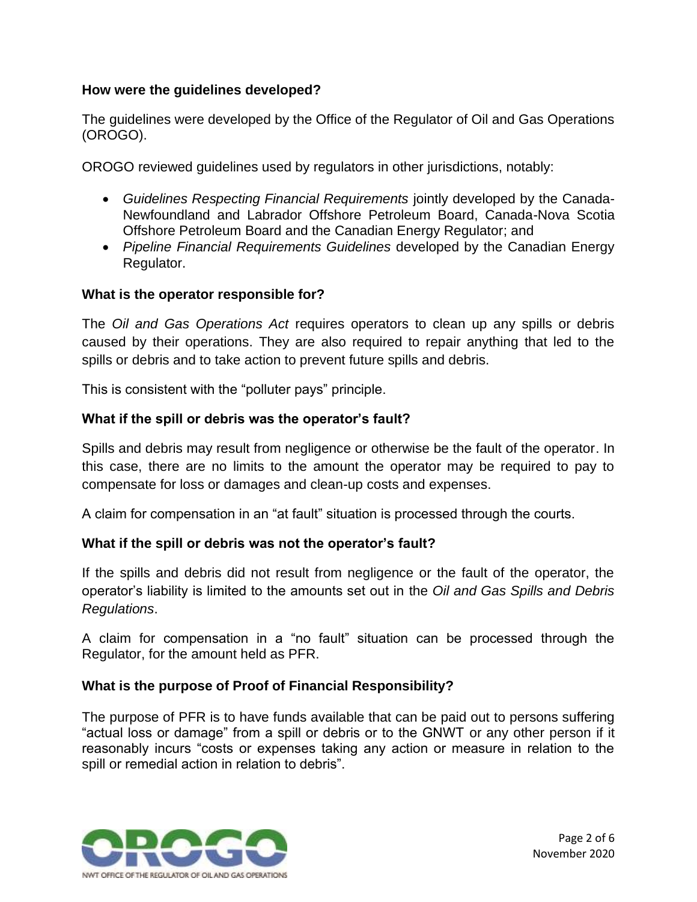## How were the guidelines developed?

The guidelines were developed by the Office of the Regulator of Oil and Gas Operations (OROGO).

OROGO reviewed guidelines used by regulators in other jurisdictions, notably:

- *Guidelines Respecting Financial Requirements* jointly developed by the Canada-Newfoundland and Labrador Offshore Petroleum Board, Canada-Nova Scotia Offshore Petroleum Board and the Canadian Energy Regulator; and
- *Pipeline Financial Requirements Guidelines* developed by the Canadian Energy Regulator.

## What is the operator responsible for?

The *Oil and Gas Operations Act* requires operators to clean up any spills or debris caused by their operations. They are also required to repair anything that led to the spills or debris and to take action to prevent future spills and debris.

This is consistent with the "polluter pays" principle.

## What if the spill or debris was the operator's fault?

Spills and debris may result from negligence or otherwise be the fault of the operator. In this case, there are no limits to the amount the operator may be required to pay to compensate for loss or damages and clean-up costs and expenses.

A claim for compensation in an "at fault" situation is processed through the courts.

## What if the spill or debris was not the operator's fault?

If the spills and debris did not result from negligence or the fault of the operator, the operator's liability is limited to the amounts set out in the *Oil and Gas Spills and Debris Regulations*.

A claim for compensation in a "no fault" situation can be processed through the Regulator, for the amount held as PFR.

## What is the purpose of Proof of Financial Responsibility?

The purpose of PFR is to have funds available that can be paid out to persons suffering "actual loss or damage" from a spill or debris or to the GNWT or any other person if it reasonably incurs "costs or expenses taking any action or measure in relation to the spill or remedial action in relation to debris".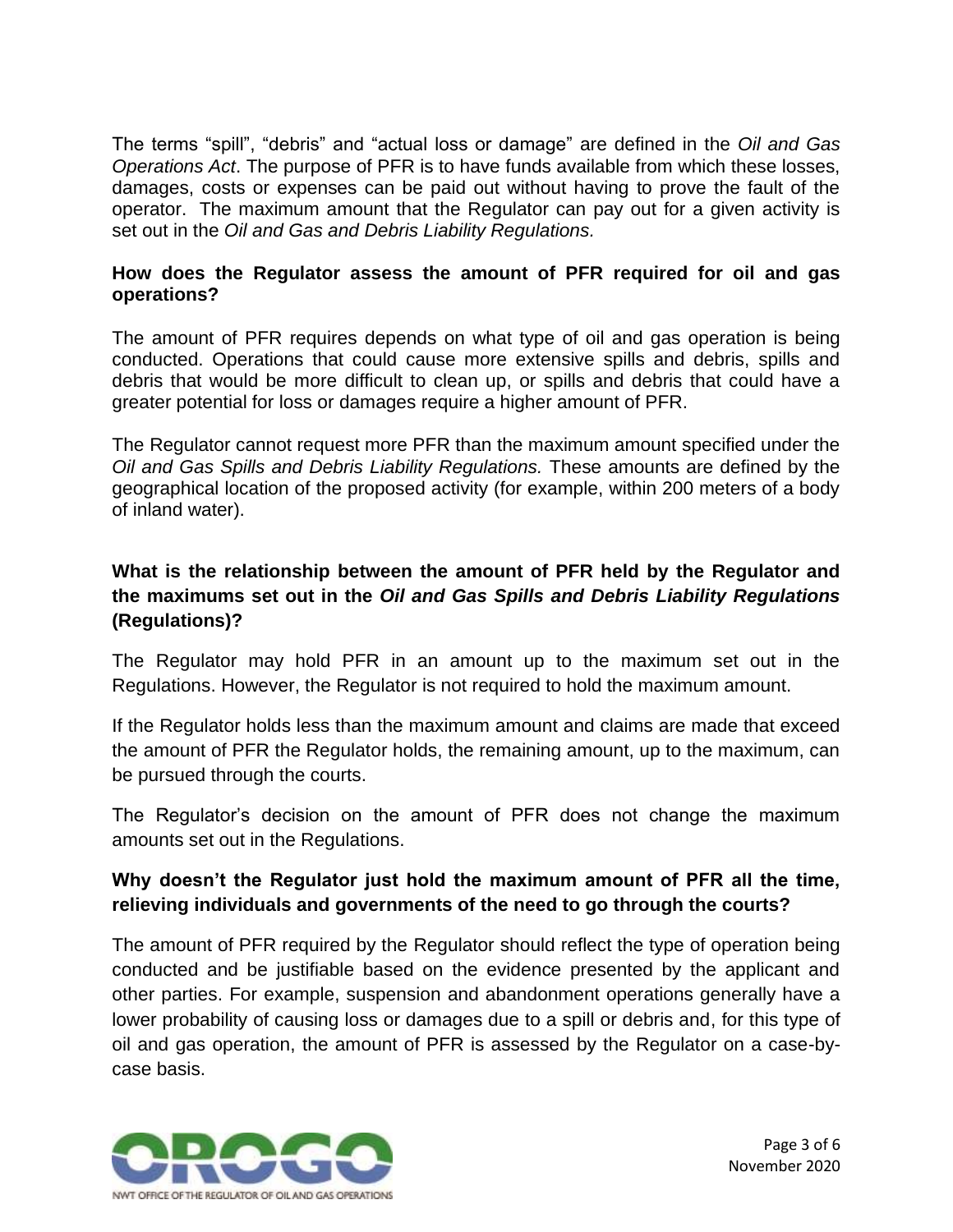The terms "spill", "debris" and "actual loss or damage" are defined in the *Oil and Gas Operations Act*. The purpose of PFR is to have funds available from which these losses, damages, costs or expenses can be paid out without having to prove the fault of the operator. The maximum amount that the Regulator can pay out for a given activity is set out in the *Oil and Gas and Debris Liability Regulations.*

**How does the Regulator assess the amount of PFR required for oil and gas operations?**

The amount of PFR requires depends on what type of oil and gas operation is being conducted. Operations that could cause more extensive spills and debris, spills and debris that would be more difficult to clean up, or spills and debris that could have a greater potential for loss or damages require a higher amount of PFR.

The Regulator cannot request more PFR than the maximum amount specified under the *Oil and Gas Spills and Debris Liability Regulations.* These amounts are defined by the geographical location of the proposed activity (for example, within 200 meters of a body of inland water).

**What is the relationship between the amount of PFR held by the Regulator and the maximums set out in the *Oil and Gas Spills and Debris Liability Regulations* (Regulations)?**

The Regulator may hold PFR in an amount up to the maximum set out in the Regulations. However, the Regulator is not required to hold the maximum amount.

If the Regulator holds less than the maximum amount and claims are made that exceed the amount of PFR the Regulator holds, the remaining amount, up to the maximum, can be pursued through the courts.

The Regulator's decision on the amount of PFR does not change the maximum amounts set out in the Regulations.

**Why doesn't the Regulator just hold the maximum amount of PFR all the time, relieving individuals and governments of the need to go through the courts?**

The amount of PFR required by the Regulator should reflect the type of operation being conducted and be justifiable based on the evidence presented by the applicant and other parties. For example, suspension and abandonment operations generally have a lower probability of causing loss or damages due to a spill or debris and, for this type of oil and gas operation, the amount of PFR is assessed by the Regulator on a case-by-case basis.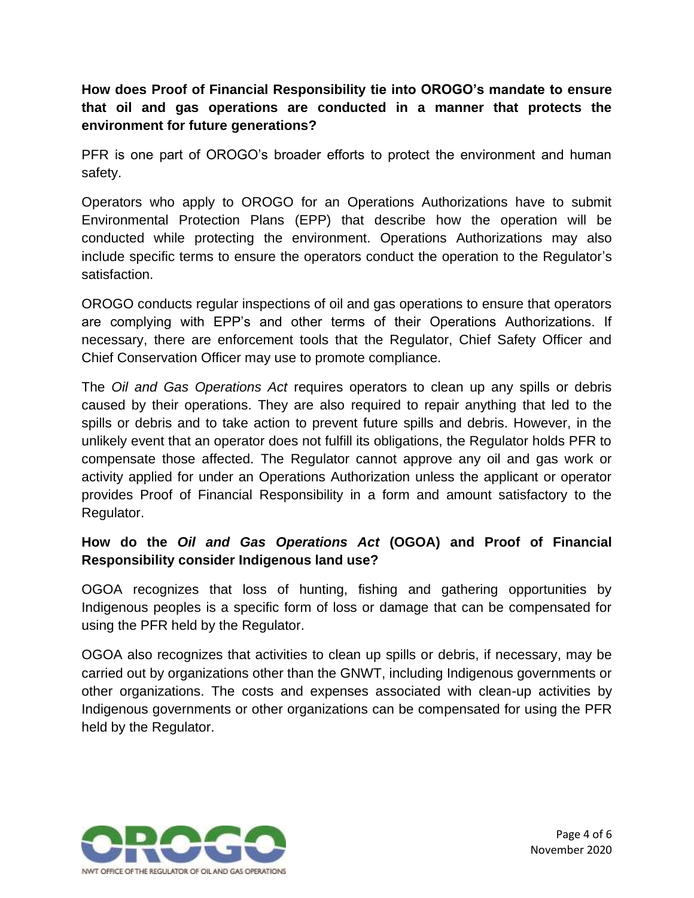**How does Proof of Financial Responsibility tie into OROGO's mandate to ensure that oil and gas operations are conducted in a manner that protects the environment for future generations?**

PFR is one part of OROGO's broader efforts to protect the environment and human safety.

Operators who apply to OROGO for an Operations Authorizations have to submit Environmental Protection Plans (EPP) that describe how the operation will be conducted while protecting the environment. Operations Authorizations may also include specific terms to ensure the operators conduct the operation to the Regulator's satisfaction.

OROGO conducts regular inspections of oil and gas operations to ensure that operators are complying with EPP's and other terms of their Operations Authorizations. If necessary, there are enforcement tools that the Regulator, Chief Safety Officer and Chief Conservation Officer may use to promote compliance.

The *Oil and Gas Operations Act* requires operators to clean up any spills or debris caused by their operations. They are also required to repair anything that led to the spills or debris and to take action to prevent future spills and debris. However, in the unlikely event that an operator does not fulfill its obligations, the Regulator holds PFR to compensate those affected. The Regulator cannot approve any oil and gas work or activity applied for under an Operations Authorization unless the applicant or operator provides Proof of Financial Responsibility in a form and amount satisfactory to the Regulator.

**How do the *Oil and Gas Operations Act* (OGOA) and Proof of Financial Responsibility consider Indigenous land use?**

OGOA recognizes that loss of hunting, fishing and gathering opportunities by Indigenous peoples is a specific form of loss or damage that can be compensated for using the PFR held by the Regulator.

OGOA also recognizes that activities to clean up spills or debris, if necessary, may be carried out by organizations other than the GNWT, including Indigenous governments or other organizations. The costs and expenses associated with clean-up activities by Indigenous governments or other organizations can be compensated for using the PFR held by the Regulator.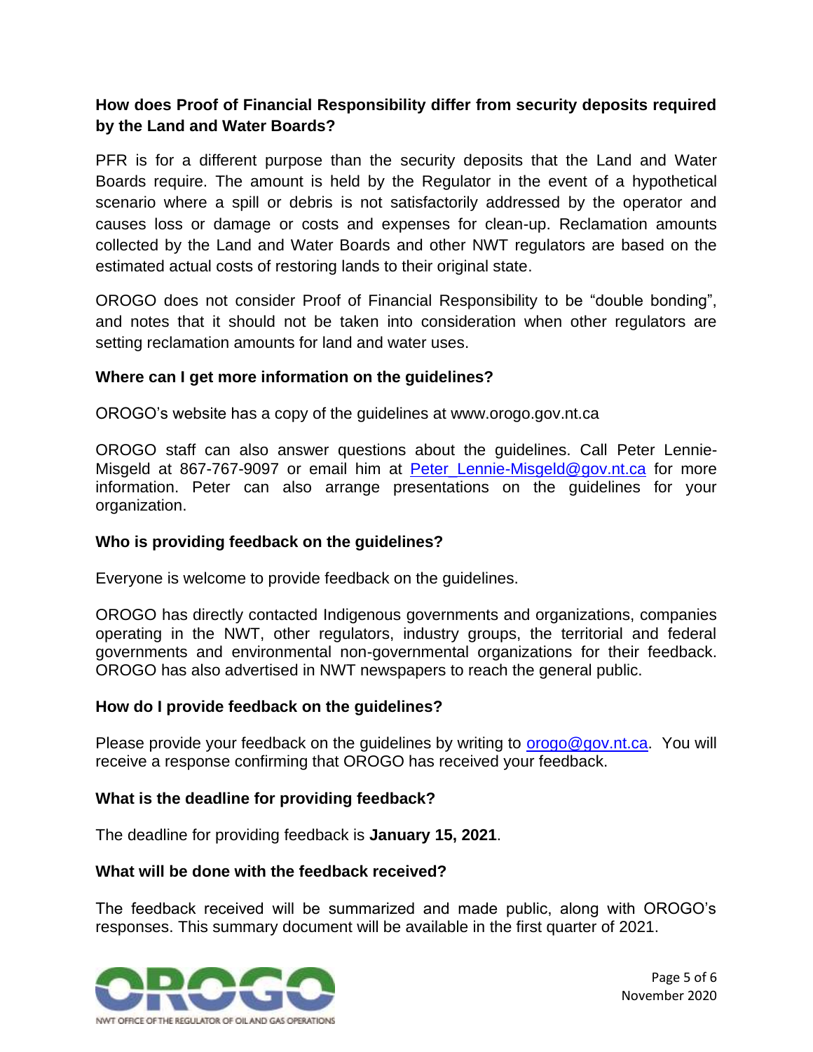### How does Proof of Financial Responsibility differ from security deposits required by the Land and Water Boards?

PFR is for a different purpose than the security deposits that the Land and Water Boards require. The amount is held by the Regulator in the event of a hypothetical scenario where a spill or debris is not satisfactorily addressed by the operator and causes loss or damage or costs and expenses for clean-up. Reclamation amounts collected by the Land and Water Boards and other NWT regulators are based on the estimated actual costs of restoring lands to their original state.

OROGO does not consider Proof of Financial Responsibility to be "double bonding", and notes that it should not be taken into consideration when other regulators are setting reclamation amounts for land and water uses.

### Where can I get more information on the guidelines?

OROGO's website has a copy of the guidelines at www.orogo.gov.nt.ca

OROGO staff can also answer questions about the guidelines. Call Peter Lennie-Misgeld at 867-767-9097 or email him at Peter_Lennie-Misgeld@gov.nt.ca for more information. Peter can also arrange presentations on the guidelines for your organization.

### Who is providing feedback on the guidelines?

Everyone is welcome to provide feedback on the guidelines.

OROGO has directly contacted Indigenous governments and organizations, companies operating in the NWT, other regulators, industry groups, the territorial and federal governments and environmental non-governmental organizations for their feedback. OROGO has also advertised in NWT newspapers to reach the general public.

### How do I provide feedback on the guidelines?

Please provide your feedback on the guidelines by writing to orogo@gov.nt.ca. You will receive a response confirming that OROGO has received your feedback.

### What is the deadline for providing feedback?

The deadline for providing feedback is **January 15, 2021**.

### What will be done with the feedback received?

The feedback received will be summarized and made public, along with OROGO's responses. This summary document will be available in the first quarter of 2021.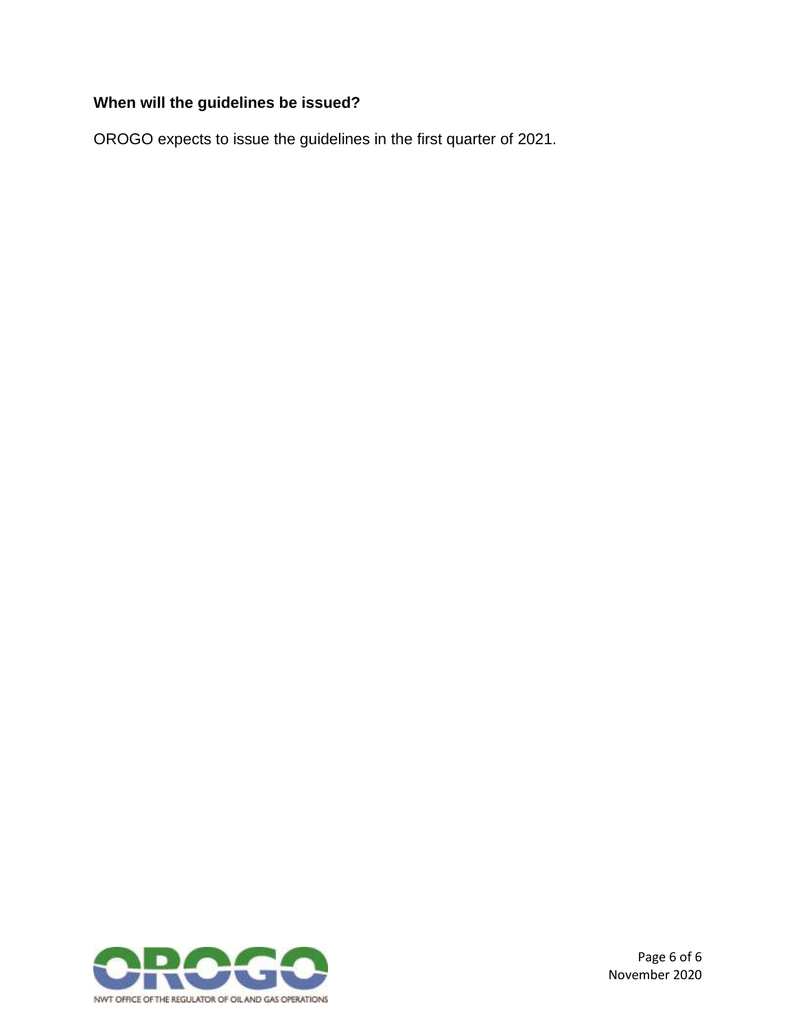**When will the guidelines be issued?**

OROGO expects to issue the guidelines in the first quarter of 2021.